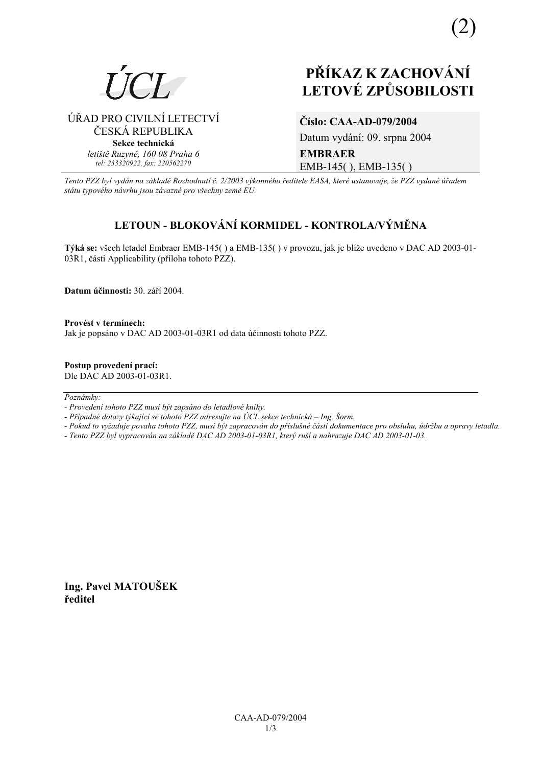(2)

ÚCL

ÚŘAD PRO CIVILNÍ LETECTVÍ
ČESKÁ REPUBLIKA
**Sekce technická**
*letiště Ruzyně, 160 08 Praha 6*
*tel: 233320922, fax: 220562270*

# PŘÍKAZ K ZACHOVÁNÍ LETOVÉ ZPŮSOBILOSTI

**Číslo: CAA-AD-079/2004**
Datum vydání: 09. srpna 2004
**EMBRAER**
EMB-145( ), EMB-135( )

*Tento PZZ byl vydán na základě Rozhodnutí č. 2/2003 výkonného ředitele EASA, které ustanovuje, že PZZ vydané úřadem státu typového návrhu jsou závazné pro všechny země EU.*

## LETOUN - BLOKOVÁNÍ KORMIDEL - KONTROLA/VÝMĚNA

**Týká se:** všech letadel Embraer EMB-145( ) a EMB-135( ) v provozu, jak je blíže uvedeno v DAC AD 2003-01-03R1, části Applicability (příloha tohoto PZZ).

**Datum účinnosti:** 30. září 2004.

**Provést v termínech:**
Jak je popsáno v DAC AD 2003-01-03R1 od data účinnosti tohoto PZZ.

**Postup provedení prací:**
Dle DAC AD 2003-01-03R1.

*Poznámky:*
*- Provedení tohoto PZZ musí být zapsáno do letadlové knihy.*
*- Případné dotazy týkající se tohoto PZZ adresujte na ÚCL sekce technická – Ing. Šorm.*
*- Pokud to vyžaduje povaha tohoto PZZ, musí být zapracován do příslušné části dokumentace pro obsluhu, údržbu a opravy letadla.*
*- Tento PZZ byl vypracován na základě DAC AD 2003-01-03R1, který ruší a nahrazuje DAC AD 2003-01-03.*

**Ing. Pavel MATOUŠEK**
**ředitel**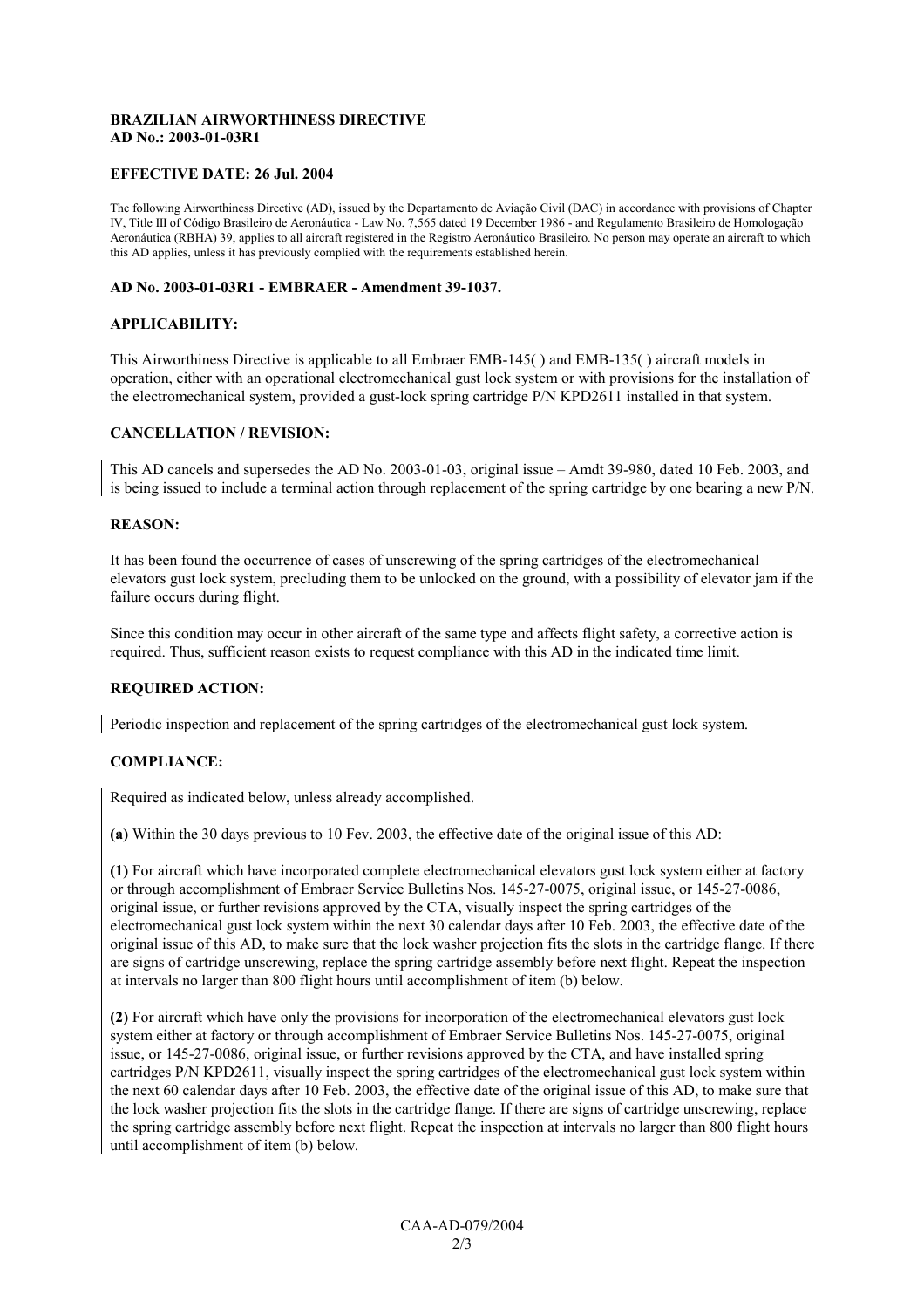**BRAZILIAN AIRWORTHINESS DIRECTIVE**
**AD No.: 2003-01-03R1**

**EFFECTIVE DATE: 26 Jul. 2004**

The following Airworthiness Directive (AD), issued by the Departamento de Aviação Civil (DAC) in accordance with provisions of Chapter IV, Title III of Código Brasileiro de Aeronáutica - Law No. 7,565 dated 19 December 1986 - and Regulamento Brasileiro de Homologação Aeronáutica (RBHA) 39, applies to all aircraft registered in the Registro Aeronáutico Brasileiro. No person may operate an aircraft to which this AD applies, unless it has previously complied with the requirements established herein.

**AD No. 2003-01-03R1 - EMBRAER - Amendment 39-1037.**

**APPLICABILITY:**

This Airworthiness Directive is applicable to all Embraer EMB-145( ) and EMB-135( ) aircraft models in operation, either with an operational electromechanical gust lock system or with provisions for the installation of the electromechanical system, provided a gust-lock spring cartridge P/N KPD2611 installed in that system.

**CANCELLATION / REVISION:**

This AD cancels and supersedes the AD No. 2003-01-03, original issue – Amdt 39-980, dated 10 Feb. 2003, and is being issued to include a terminal action through replacement of the spring cartridge by one bearing a new P/N.

**REASON:**

It has been found the occurrence of cases of unscrewing of the spring cartridges of the electromechanical elevators gust lock system, precluding them to be unlocked on the ground, with a possibility of elevator jam if the failure occurs during flight.

Since this condition may occur in other aircraft of the same type and affects flight safety, a corrective action is required. Thus, sufficient reason exists to request compliance with this AD in the indicated time limit.

**REQUIRED ACTION:**

Periodic inspection and replacement of the spring cartridges of the electromechanical gust lock system.

**COMPLIANCE:**

Required as indicated below, unless already accomplished.

**(a)** Within the 30 days previous to 10 Fev. 2003, the effective date of the original issue of this AD:

**(1)** For aircraft which have incorporated complete electromechanical elevators gust lock system either at factory or through accomplishment of Embraer Service Bulletins Nos. 145-27-0075, original issue, or 145-27-0086, original issue, or further revisions approved by the CTA, visually inspect the spring cartridges of the electromechanical gust lock system within the next 30 calendar days after 10 Feb. 2003, the effective date of the original issue of this AD, to make sure that the lock washer projection fits the slots in the cartridge flange. If there are signs of cartridge unscrewing, replace the spring cartridge assembly before next flight. Repeat the inspection at intervals no larger than 800 flight hours until accomplishment of item (b) below.

**(2)** For aircraft which have only the provisions for incorporation of the electromechanical elevators gust lock system either at factory or through accomplishment of Embraer Service Bulletins Nos. 145-27-0075, original issue, or 145-27-0086, original issue, or further revisions approved by the CTA, and have installed spring cartridges P/N KPD2611, visually inspect the spring cartridges of the electromechanical gust lock system within the next 60 calendar days after 10 Feb. 2003, the effective date of the original issue of this AD, to make sure that the lock washer projection fits the slots in the cartridge flange. If there are signs of cartridge unscrewing, replace the spring cartridge assembly before next flight. Repeat the inspection at intervals no larger than 800 flight hours until accomplishment of item (b) below.

CAA-AD-079/2004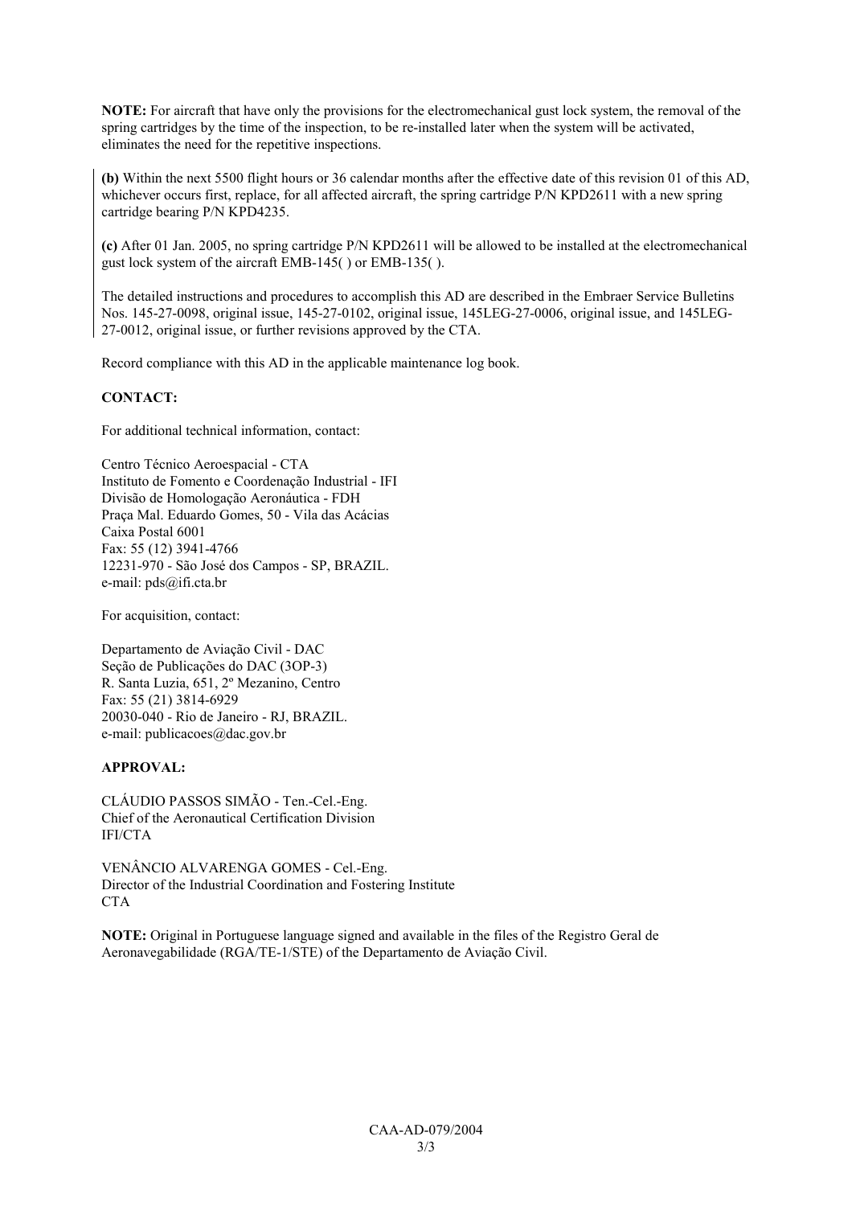**NOTE:** For aircraft that have only the provisions for the electromechanical gust lock system, the removal of the spring cartridges by the time of the inspection, to be re-installed later when the system will be activated, eliminates the need for the repetitive inspections.

**(b)** Within the next 5500 flight hours or 36 calendar months after the effective date of this revision 01 of this AD, whichever occurs first, replace, for all affected aircraft, the spring cartridge P/N KPD2611 with a new spring cartridge bearing P/N KPD4235.

**(c)** After 01 Jan. 2005, no spring cartridge P/N KPD2611 will be allowed to be installed at the electromechanical gust lock system of the aircraft EMB-145( ) or EMB-135( ).

The detailed instructions and procedures to accomplish this AD are described in the Embraer Service Bulletins Nos. 145-27-0098, original issue, 145-27-0102, original issue, 145LEG-27-0006, original issue, and 145LEG-27-0012, original issue, or further revisions approved by the CTA.

Record compliance with this AD in the applicable maintenance log book.

**CONTACT:**

For additional technical information, contact:

Centro Técnico Aeroespacial - CTA
Instituto de Fomento e Coordenação Industrial - IFI
Divisão de Homologação Aeronáutica - FDH
Praça Mal. Eduardo Gomes, 50 - Vila das Acácias
Caixa Postal 6001
Fax: 55 (12) 3941-4766
12231-970 - São José dos Campos - SP, BRAZIL.
e-mail: pds@ifi.cta.br

For acquisition, contact:

Departamento de Aviação Civil - DAC
Seção de Publicações do DAC (3OP-3)
R. Santa Luzia, 651, 2º Mezanino, Centro
Fax: 55 (21) 3814-6929
20030-040 - Rio de Janeiro - RJ, BRAZIL.
e-mail: publicacoes@dac.gov.br

**APPROVAL:**

CLÁUDIO PASSOS SIMÃO - Ten.-Cel.-Eng.
Chief of the Aeronautical Certification Division
IFI/CTA

VENÂNCIO ALVARENGA GOMES - Cel.-Eng.
Director of the Industrial Coordination and Fostering Institute
CTA

**NOTE:** Original in Portuguese language signed and available in the files of the Registro Geral de Aeronavegabilidade (RGA/TE-1/STE) of the Departamento de Aviação Civil.

CAA-AD-079/2004